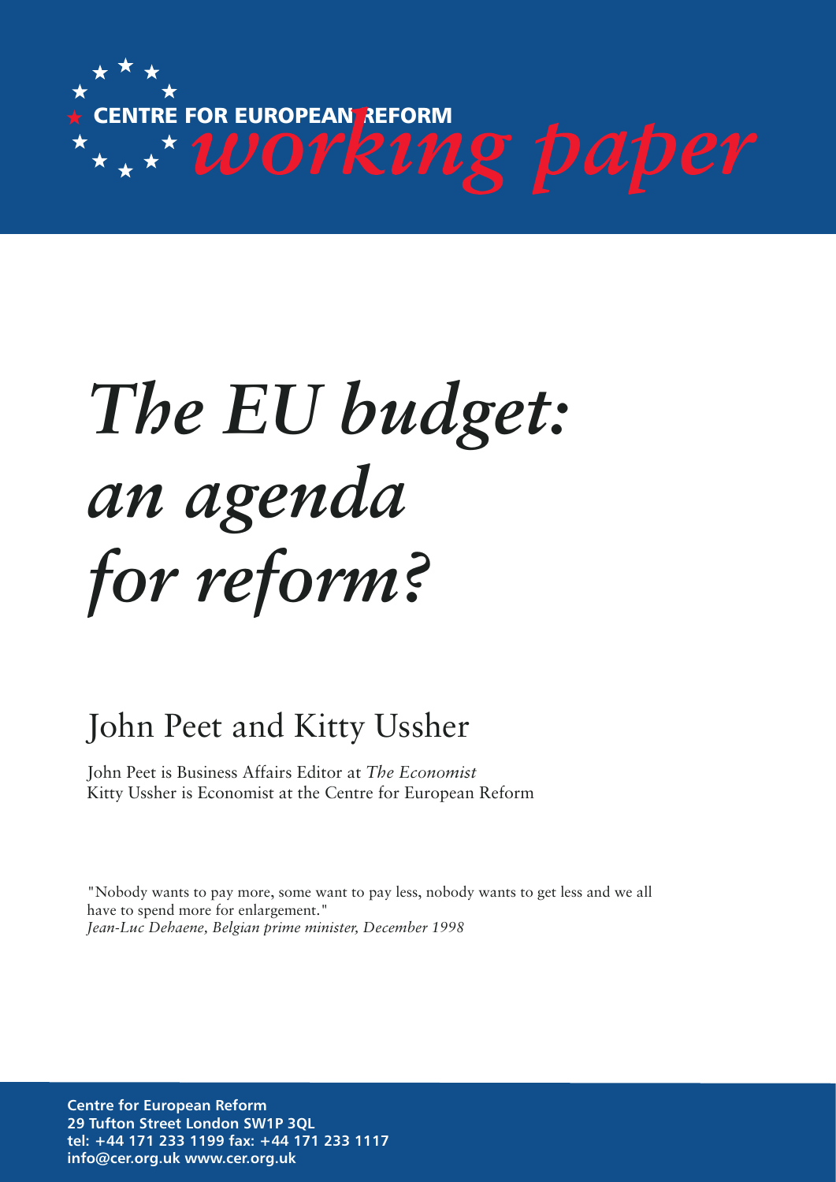CENTRE FOR EUROPEAN REFORM

*working paper*

# *The EU budget: an agenda for reform?*

## John Peet and Kitty Ussher

John Peet is Business Affairs Editor at *The Economist*
Kitty Ussher is Economist at the Centre for European Reform

"Nobody wants to pay more, some want to pay less, nobody wants to get less and we all have to spend more for enlargement."
*Jean-Luc Dehaene, Belgian prime minister, December 1998*

**Centre for European Reform**
**29 Tufton Street London SW1P 3QL**
**tel: +44 171 233 1199 fax: +44 171 233 1117**
**info@cer.org.uk www.cer.org.uk**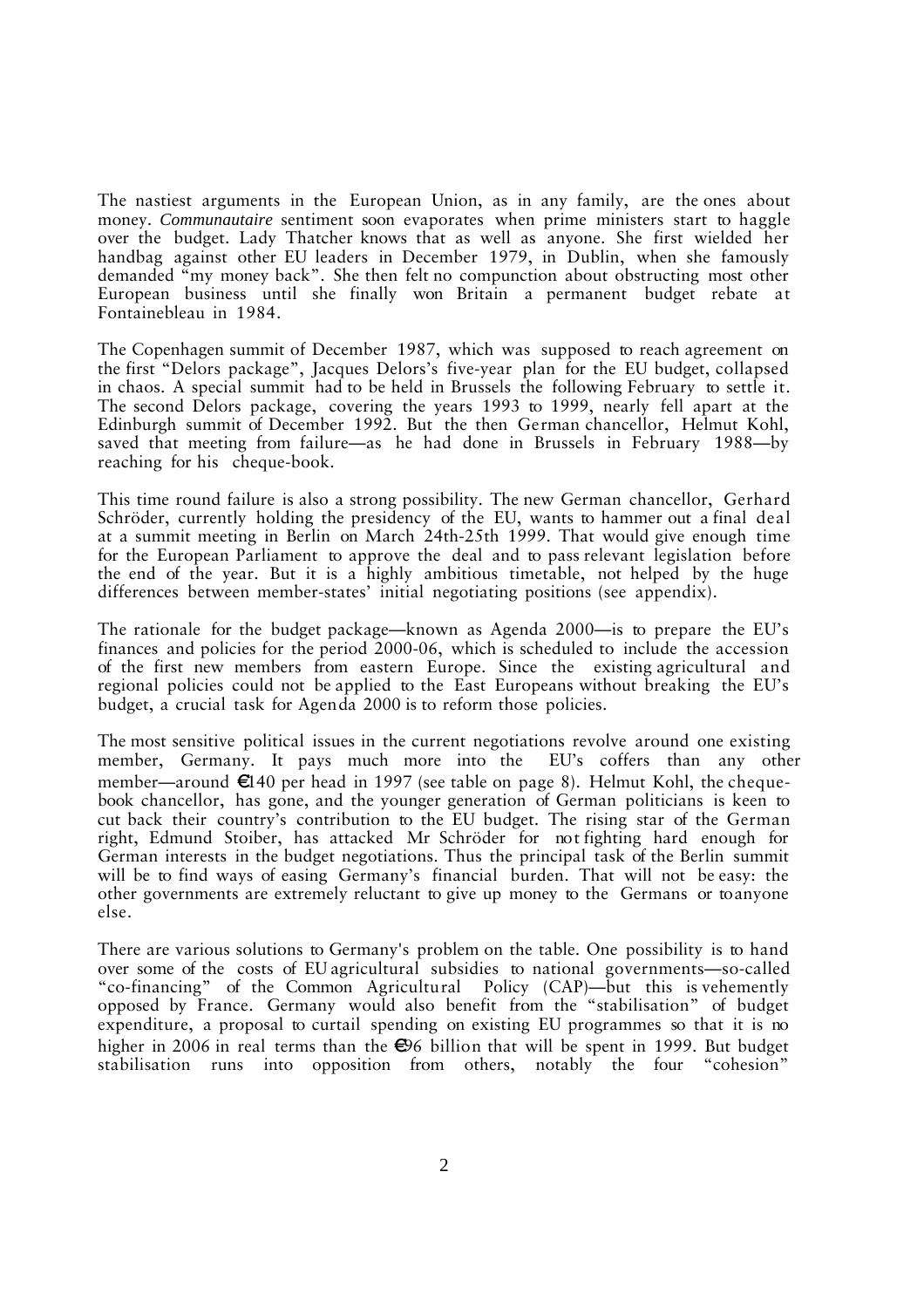The nastiest arguments in the European Union, as in any family, are the ones about money. *Communautaire* sentiment soon evaporates when prime ministers start to haggle over the budget. Lady Thatcher knows that as well as anyone. She first wielded her handbag against other EU leaders in December 1979, in Dublin, when she famously demanded "my money back". She then felt no compunction about obstructing most other European business until she finally won Britain a permanent budget rebate at Fontainebleau in 1984.

The Copenhagen summit of December 1987, which was supposed to reach agreement on the first "Delors package", Jacques Delors's five-year plan for the EU budget, collapsed in chaos. A special summit had to be held in Brussels the following February to settle it. The second Delors package, covering the years 1993 to 1999, nearly fell apart at the Edinburgh summit of December 1992. But the then German chancellor, Helmut Kohl, saved that meeting from failure—as he had done in Brussels in February 1988—by reaching for his cheque-book.

This time round failure is also a strong possibility. The new German chancellor, Gerhard Schröder, currently holding the presidency of the EU, wants to hammer out a final deal at a summit meeting in Berlin on March 24th-25th 1999. That would give enough time for the European Parliament to approve the deal and to pass relevant legislation before the end of the year. But it is a highly ambitious timetable, not helped by the huge differences between member-states' initial negotiating positions (see appendix).

The rationale for the budget package—known as Agenda 2000—is to prepare the EU's finances and policies for the period 2000-06, which is scheduled to include the accession of the first new members from eastern Europe. Since the existing agricultural and regional policies could not be applied to the East Europeans without breaking the EU's budget, a crucial task for Agenda 2000 is to reform those policies.

The most sensitive political issues in the current negotiations revolve around one existing member, Germany. It pays much more into the EU's coffers than any other member—around €140 per head in 1997 (see table on page 8). Helmut Kohl, the cheque-book chancellor, has gone, and the younger generation of German politicians is keen to cut back their country's contribution to the EU budget. The rising star of the German right, Edmund Stoiber, has attacked Mr Schröder for not fighting hard enough for German interests in the budget negotiations. Thus the principal task of the Berlin summit will be to find ways of easing Germany's financial burden. That will not be easy: the other governments are extremely reluctant to give up money to the Germans or to anyone else.

There are various solutions to Germany's problem on the table. One possibility is to hand over some of the costs of EU agricultural subsidies to national governments—so-called "co-financing" of the Common Agricultural Policy (CAP)—but this is vehemently opposed by France. Germany would also benefit from the "stabilisation" of budget expenditure, a proposal to curtail spending on existing EU programmes so that it is no higher in 2006 in real terms than the €96 billion that will be spent in 1999. But budget stabilisation runs into opposition from others, notably the four "cohesion"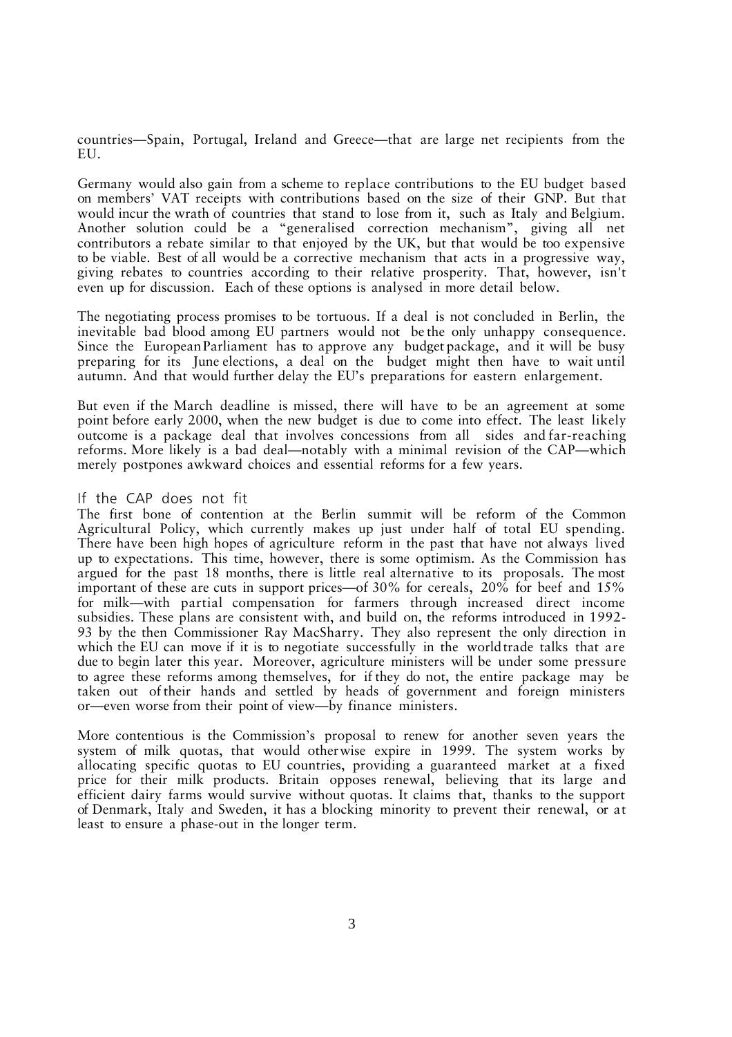countries—Spain, Portugal, Ireland and Greece—that are large net recipients from the EU.

Germany would also gain from a scheme to replace contributions to the EU budget based on members' VAT receipts with contributions based on the size of their GNP. But that would incur the wrath of countries that stand to lose from it, such as Italy and Belgium. Another solution could be a "generalised correction mechanism", giving all net contributors a rebate similar to that enjoyed by the UK, but that would be too expensive to be viable. Best of all would be a corrective mechanism that acts in a progressive way, giving rebates to countries according to their relative prosperity. That, however, isn't even up for discussion. Each of these options is analysed in more detail below.

The negotiating process promises to be tortuous. If a deal is not concluded in Berlin, the inevitable bad blood among EU partners would not be the only unhappy consequence. Since the European Parliament has to approve any budget package, and it will be busy preparing for its June elections, a deal on the budget might then have to wait until autumn. And that would further delay the EU's preparations for eastern enlargement.

But even if the March deadline is missed, there will have to be an agreement at some point before early 2000, when the new budget is due to come into effect. The least likely outcome is a package deal that involves concessions from all sides and far-reaching reforms. More likely is a bad deal—notably with a minimal revision of the CAP—which merely postpones awkward choices and essential reforms for a few years.

## If the CAP does not fit

The first bone of contention at the Berlin summit will be reform of the Common Agricultural Policy, which currently makes up just under half of total EU spending. There have been high hopes of agriculture reform in the past that have not always lived up to expectations. This time, however, there is some optimism. As the Commission has argued for the past 18 months, there is little real alternative to its proposals. The most important of these are cuts in support prices—of 30% for cereals, 20% for beef and 15% for milk—with partial compensation for farmers through increased direct income subsidies. These plans are consistent with, and build on, the reforms introduced in 1992-93 by the then Commissioner Ray MacSharry. They also represent the only direction in which the EU can move if it is to negotiate successfully in the world trade talks that are due to begin later this year. Moreover, agriculture ministers will be under some pressure to agree these reforms among themselves, for if they do not, the entire package may be taken out of their hands and settled by heads of government and foreign ministers or—even worse from their point of view—by finance ministers.

More contentious is the Commission's proposal to renew for another seven years the system of milk quotas, that would otherwise expire in 1999. The system works by allocating specific quotas to EU countries, providing a guaranteed market at a fixed price for their milk products. Britain opposes renewal, believing that its large and efficient dairy farms would survive without quotas. It claims that, thanks to the support of Denmark, Italy and Sweden, it has a blocking minority to prevent their renewal, or at least to ensure a phase-out in the longer term.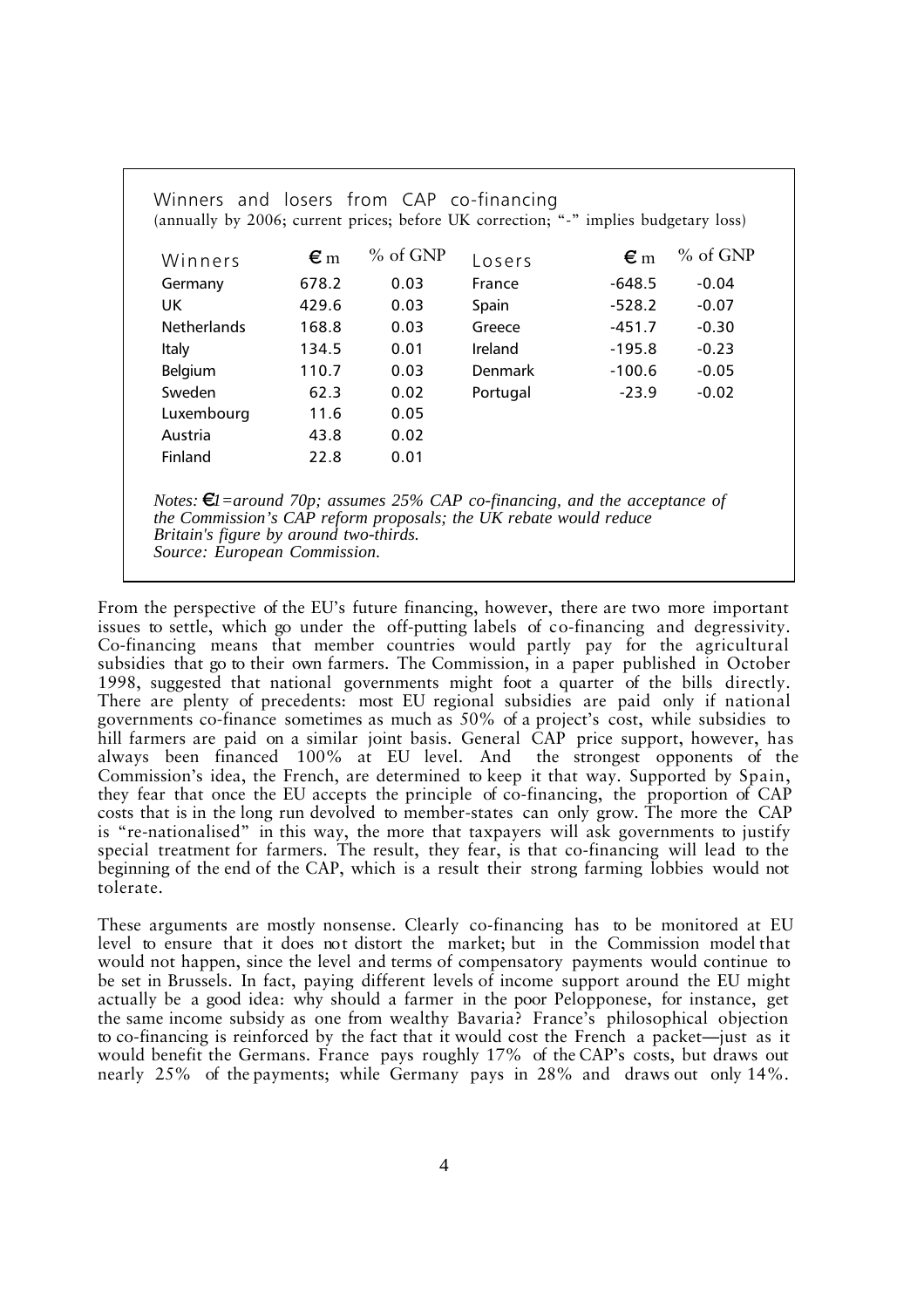Winners and losers from CAP co-financing
(annually by 2006; current prices; before UK correction; "-" implies budgetary loss)

| Winners | € m | % of GNP | Losers | € m | % of GNP |
|---|---|---|---|---|---|
| Germany | 678.2 | 0.03 | France | -648.5 | -0.04 |
| UK | 429.6 | 0.03 | Spain | -528.2 | -0.07 |
| Netherlands | 168.8 | 0.03 | Greece | -451.7 | -0.30 |
| Italy | 134.5 | 0.01 | Ireland | -195.8 | -0.23 |
| Belgium | 110.7 | 0.03 | Denmark | -100.6 | -0.05 |
| Sweden | 62.3 | 0.02 | Portugal | -23.9 | -0.02 |
| Luxembourg | 11.6 | 0.05 | | | |
| Austria | 43.8 | 0.02 | | | |
| Finland | 22.8 | 0.01 | | | |

*Notes: €1=around 70p; assumes 25% CAP co-financing, and the acceptance of the Commission's CAP reform proposals; the UK rebate would reduce Britain's figure by around two-thirds.*
*Source: European Commission.*

From the perspective of the EU's future financing, however, there are two more important issues to settle, which go under the off-putting labels of co-financing and degressivity. Co-financing means that member countries would partly pay for the agricultural subsidies that go to their own farmers. The Commission, in a paper published in October 1998, suggested that national governments might foot a quarter of the bills directly. There are plenty of precedents: most EU regional subsidies are paid only if national governments co-finance sometimes as much as 50% of a project's cost, while subsidies to hill farmers are paid on a similar joint basis. General CAP price support, however, has always been financed 100% at EU level. And the strongest opponents of the Commission's idea, the French, are determined to keep it that way. Supported by Spain, they fear that once the EU accepts the principle of co-financing, the proportion of CAP costs that is in the long run devolved to member-states can only grow. The more the CAP is "re-nationalised" in this way, the more that taxpayers will ask governments to justify special treatment for farmers. The result, they fear, is that co-financing will lead to the beginning of the end of the CAP, which is a result their strong farming lobbies would not tolerate.

These arguments are mostly nonsense. Clearly co-financing has to be monitored at EU level to ensure that it does not distort the market; but in the Commission model that would not happen, since the level and terms of compensatory payments would continue to be set in Brussels. In fact, paying different levels of income support around the EU might actually be a good idea: why should a farmer in the poor Pelopponese, for instance, get the same income subsidy as one from wealthy Bavaria? France's philosophical objection to co-financing is reinforced by the fact that it would cost the French a packet—just as it would benefit the Germans. France pays roughly 17% of the CAP's costs, but draws out nearly 25% of the payments; while Germany pays in 28% and draws out only 14%.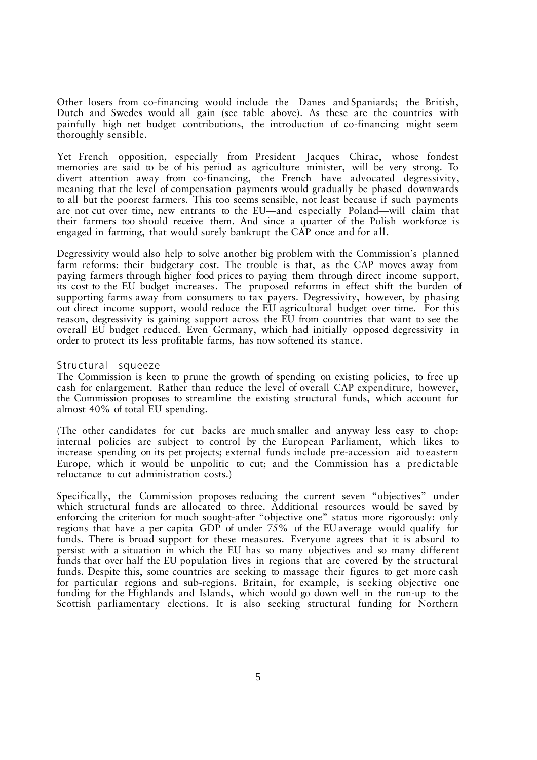Other losers from co-financing would include the Danes and Spaniards; the British, Dutch and Swedes would all gain (see table above). As these are the countries with painfully high net budget contributions, the introduction of co-financing might seem thoroughly sensible.

Yet French opposition, especially from President Jacques Chirac, whose fondest memories are said to be of his period as agriculture minister, will be very strong. To divert attention away from co-financing, the French have advocated degressivity, meaning that the level of compensation payments would gradually be phased downwards to all but the poorest farmers. This too seems sensible, not least because if such payments are not cut over time, new entrants to the EU—and especially Poland—will claim that their farmers too should receive them. And since a quarter of the Polish workforce is engaged in farming, that would surely bankrupt the CAP once and for all.

Degressivity would also help to solve another big problem with the Commission's planned farm reforms: their budgetary cost. The trouble is that, as the CAP moves away from paying farmers through higher food prices to paying them through direct income support, its cost to the EU budget increases. The proposed reforms in effect shift the burden of supporting farms away from consumers to tax payers. Degressivity, however, by phasing out direct income support, would reduce the EU agricultural budget over time. For this reason, degressivity is gaining support across the EU from countries that want to see the overall EU budget reduced. Even Germany, which had initially opposed degressivity in order to protect its less profitable farms, has now softened its stance.

## Structural squeeze

The Commission is keen to prune the growth of spending on existing policies, to free up cash for enlargement. Rather than reduce the level of overall CAP expenditure, however, the Commission proposes to streamline the existing structural funds, which account for almost 40% of total EU spending.

(The other candidates for cut backs are much smaller and anyway less easy to chop: internal policies are subject to control by the European Parliament, which likes to increase spending on its pet projects; external funds include pre-accession aid to eastern Europe, which it would be unpolitic to cut; and the Commission has a predictable reluctance to cut administration costs.)

Specifically, the Commission proposes reducing the current seven "objectives" under which structural funds are allocated to three. Additional resources would be saved by enforcing the criterion for much sought-after "objective one" status more rigorously: only regions that have a per capita GDP of under 75% of the EU average would qualify for funds. There is broad support for these measures. Everyone agrees that it is absurd to persist with a situation in which the EU has so many objectives and so many different funds that over half the EU population lives in regions that are covered by the structural funds. Despite this, some countries are seeking to massage their figures to get more cash for particular regions and sub-regions. Britain, for example, is seeking objective one funding for the Highlands and Islands, which would go down well in the run-up to the Scottish parliamentary elections. It is also seeking structural funding for Northern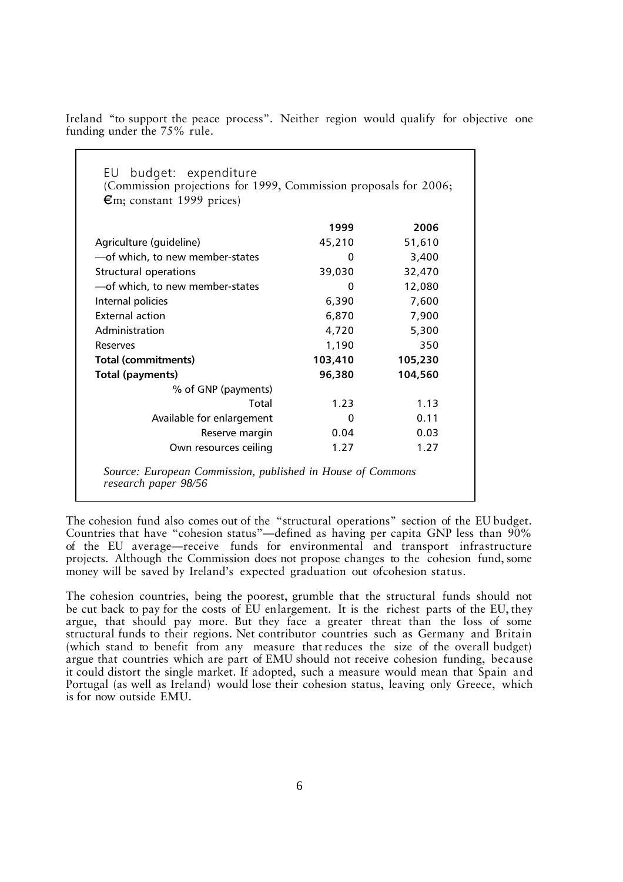Ireland "to support the peace process". Neither region would qualify for objective one funding under the 75% rule.

EU budget: expenditure
(Commission projections for 1999, Commission proposals for 2006; €m; constant 1999 prices)

| | 1999 | 2006 |
|---|---|---|
| Agriculture (guideline) | 45,210 | 51,610 |
| —of which, to new member-states | 0 | 3,400 |
| Structural operations | 39,030 | 32,470 |
| —of which, to new member-states | 0 | 12,080 |
| Internal policies | 6,390 | 7,600 |
| External action | 6,870 | 7,900 |
| Administration | 4,720 | 5,300 |
| Reserves | 1,190 | 350 |
| **Total (commitments)** | **103,410** | **105,230** |
| **Total (payments)** | **96,380** | **104,560** |
| % of GNP (payments) | | |
| Total | 1.23 | 1.13 |
| Available for enlargement | 0 | 0.11 |
| Reserve margin | 0.04 | 0.03 |
| Own resources ceiling | 1.27 | 1.27 |

*Source: European Commission, published in House of Commons research paper 98/56*

The cohesion fund also comes out of the "structural operations" section of the EU budget. Countries that have "cohesion status"—defined as having per capita GNP less than 90% of the EU average—receive funds for environmental and transport infrastructure projects. Although the Commission does not propose changes to the cohesion fund, some money will be saved by Ireland's expected graduation out ofcohesion status.

The cohesion countries, being the poorest, grumble that the structural funds should not be cut back to pay for the costs of EU enlargement. It is the richest parts of the EU, they argue, that should pay more. But they face a greater threat than the loss of some structural funds to their regions. Net contributor countries such as Germany and Britain (which stand to benefit from any measure that reduces the size of the overall budget) argue that countries which are part of EMU should not receive cohesion funding, because it could distort the single market. If adopted, such a measure would mean that Spain and Portugal (as well as Ireland) would lose their cohesion status, leaving only Greece, which is for now outside EMU.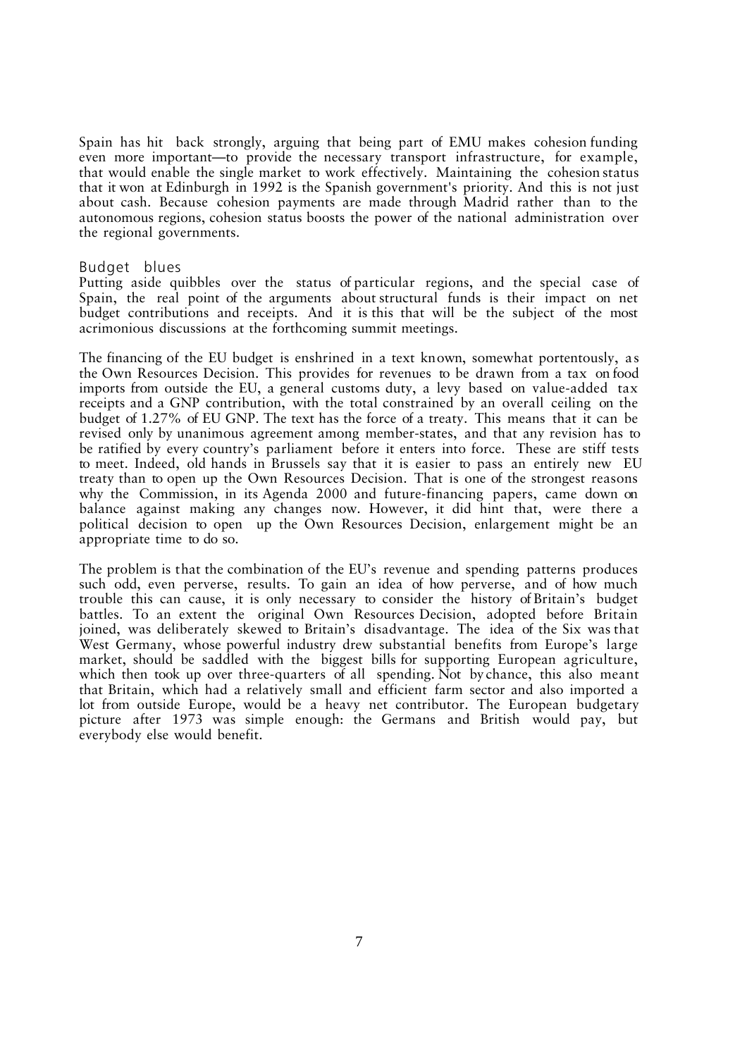Spain has hit back strongly, arguing that being part of EMU makes cohesion funding even more important—to provide the necessary transport infrastructure, for example, that would enable the single market to work effectively. Maintaining the cohesion status that it won at Edinburgh in 1992 is the Spanish government's priority. And this is not just about cash. Because cohesion payments are made through Madrid rather than to the autonomous regions, cohesion status boosts the power of the national administration over the regional governments.

## Budget blues

Putting aside quibbles over the status of particular regions, and the special case of Spain, the real point of the arguments about structural funds is their impact on net budget contributions and receipts. And it is this that will be the subject of the most acrimonious discussions at the forthcoming summit meetings.

The financing of the EU budget is enshrined in a text known, somewhat portentously, as the Own Resources Decision. This provides for revenues to be drawn from a tax on food imports from outside the EU, a general customs duty, a levy based on value-added tax receipts and a GNP contribution, with the total constrained by an overall ceiling on the budget of 1.27% of EU GNP. The text has the force of a treaty. This means that it can be revised only by unanimous agreement among member-states, and that any revision has to be ratified by every country's parliament before it enters into force. These are stiff tests to meet. Indeed, old hands in Brussels say that it is easier to pass an entirely new EU treaty than to open up the Own Resources Decision. That is one of the strongest reasons why the Commission, in its Agenda 2000 and future-financing papers, came down on balance against making any changes now. However, it did hint that, were there a political decision to open up the Own Resources Decision, enlargement might be an appropriate time to do so.

The problem is that the combination of the EU's revenue and spending patterns produces such odd, even perverse, results. To gain an idea of how perverse, and of how much trouble this can cause, it is only necessary to consider the history of Britain's budget battles. To an extent the original Own Resources Decision, adopted before Britain joined, was deliberately skewed to Britain's disadvantage. The idea of the Six was that West Germany, whose powerful industry drew substantial benefits from Europe's large market, should be saddled with the biggest bills for supporting European agriculture, which then took up over three-quarters of all spending. Not by chance, this also meant that Britain, which had a relatively small and efficient farm sector and also imported a lot from outside Europe, would be a heavy net contributor. The European budgetary picture after 1973 was simple enough: the Germans and British would pay, but everybody else would benefit.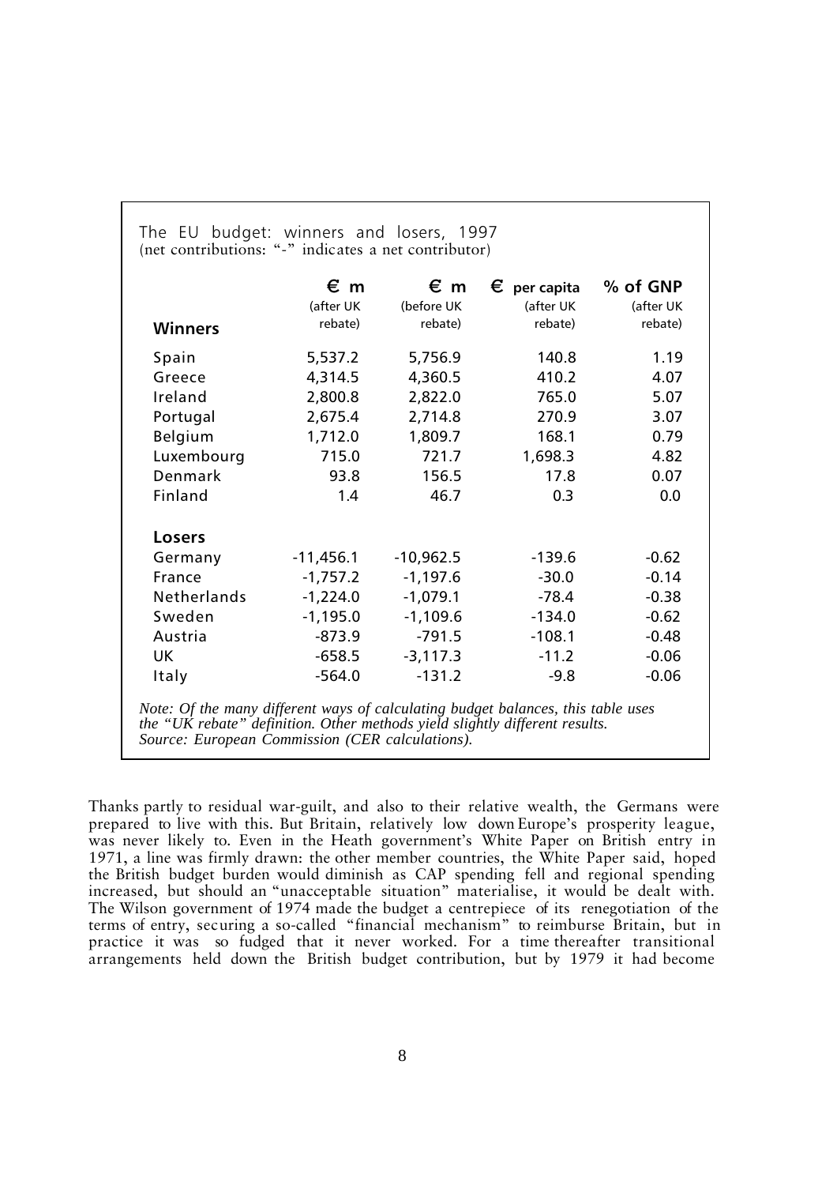The EU budget: winners and losers, 1997
(net contributions: "-" indicates a net contributor)

| Winners | € m (after UK rebate) | € m (before UK rebate) | € per capita (after UK rebate) | % of GNP (after UK rebate) |
|---|---|---|---|---|
| Spain | 5,537.2 | 5,756.9 | 140.8 | 1.19 |
| Greece | 4,314.5 | 4,360.5 | 410.2 | 4.07 |
| Ireland | 2,800.8 | 2,822.0 | 765.0 | 5.07 |
| Portugal | 2,675.4 | 2,714.8 | 270.9 | 3.07 |
| Belgium | 1,712.0 | 1,809.7 | 168.1 | 0.79 |
| Luxembourg | 715.0 | 721.7 | 1,698.3 | 4.82 |
| Denmark | 93.8 | 156.5 | 17.8 | 0.07 |
| Finland | 1.4 | 46.7 | 0.3 | 0.0 |
| **Losers** | | | | |
| Germany | -11,456.1 | -10,962.5 | -139.6 | -0.62 |
| France | -1,757.2 | -1,197.6 | -30.0 | -0.14 |
| Netherlands | -1,224.0 | -1,079.1 | -78.4 | -0.38 |
| Sweden | -1,195.0 | -1,109.6 | -134.0 | -0.62 |
| Austria | -873.9 | -791.5 | -108.1 | -0.48 |
| UK | -658.5 | -3,117.3 | -11.2 | -0.06 |
| Italy | -564.0 | -131.2 | -9.8 | -0.06 |

*Note: Of the many different ways of calculating budget balances, this table uses the "UK rebate" definition. Other methods yield slightly different results.*
*Source: European Commission (CER calculations).*

Thanks partly to residual war-guilt, and also to their relative wealth, the Germans were prepared to live with this. But Britain, relatively low down Europe's prosperity league, was never likely to. Even in the Heath government's White Paper on British entry in 1971, a line was firmly drawn: the other member countries, the White Paper said, hoped the British budget burden would diminish as CAP spending fell and regional spending increased, but should an "unacceptable situation" materialise, it would be dealt with. The Wilson government of 1974 made the budget a centrepiece of its renegotiation of the terms of entry, securing a so-called "financial mechanism" to reimburse Britain, but in practice it was so fudged that it never worked. For a time thereafter transitional arrangements held down the British budget contribution, but by 1979 it had become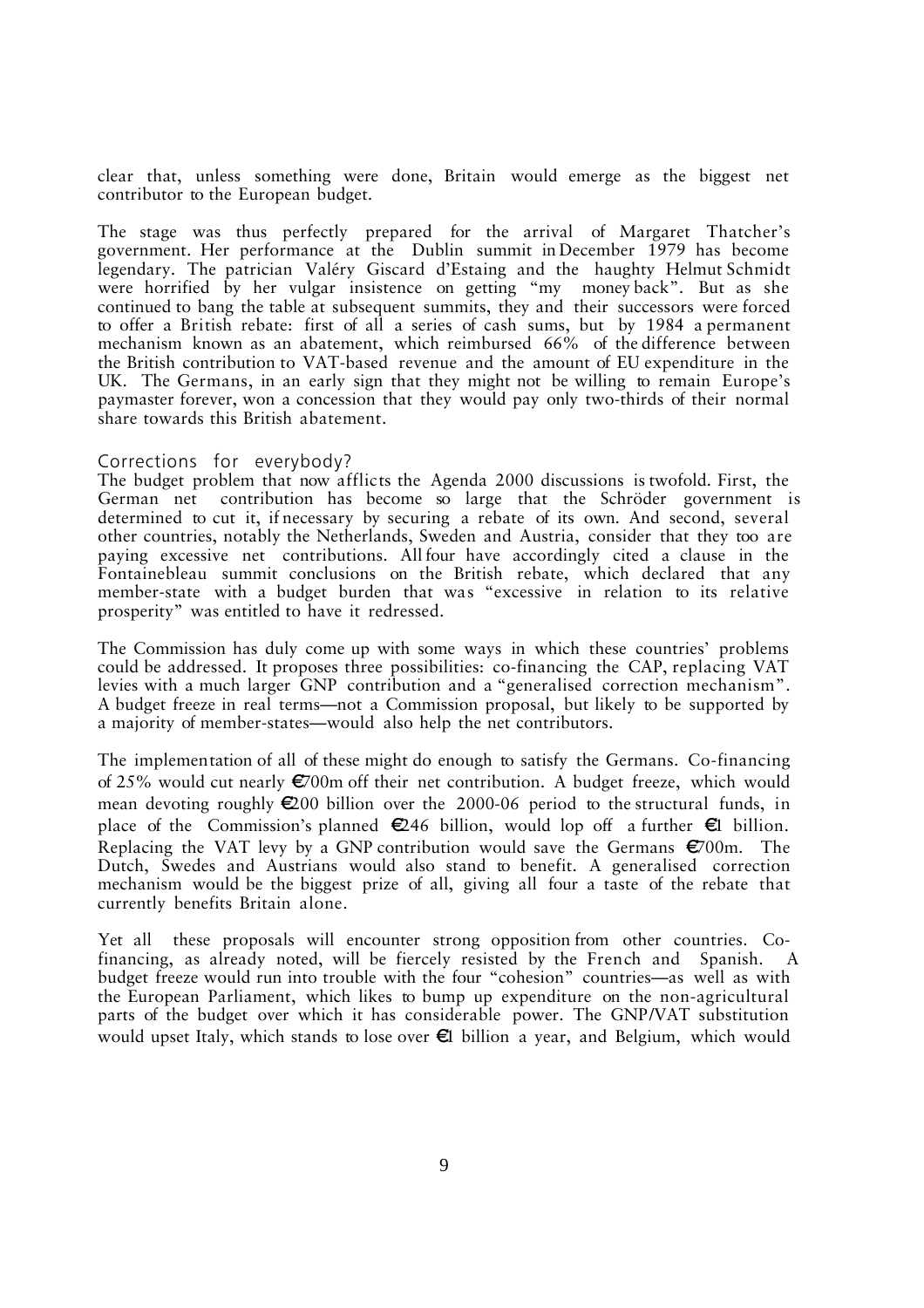clear that, unless something were done, Britain would emerge as the biggest net contributor to the European budget.

The stage was thus perfectly prepared for the arrival of Margaret Thatcher's government. Her performance at the Dublin summit in December 1979 has become legendary. The patrician Valéry Giscard d'Estaing and the haughty Helmut Schmidt were horrified by her vulgar insistence on getting "my money back". But as she continued to bang the table at subsequent summits, they and their successors were forced to offer a British rebate: first of all a series of cash sums, but by 1984 a permanent mechanism known as an abatement, which reimbursed 66% of the difference between the British contribution to VAT-based revenue and the amount of EU expenditure in the UK. The Germans, in an early sign that they might not be willing to remain Europe's paymaster forever, won a concession that they would pay only two-thirds of their normal share towards this British abatement.

## Corrections for everybody?

The budget problem that now afflicts the Agenda 2000 discussions is twofold. First, the German net contribution has become so large that the Schröder government is determined to cut it, if necessary by securing a rebate of its own. And second, several other countries, notably the Netherlands, Sweden and Austria, consider that they too are paying excessive net contributions. All four have accordingly cited a clause in the Fontainebleau summit conclusions on the British rebate, which declared that any member-state with a budget burden that was "excessive in relation to its relative prosperity" was entitled to have it redressed.

The Commission has duly come up with some ways in which these countries' problems could be addressed. It proposes three possibilities: co-financing the CAP, replacing VAT levies with a much larger GNP contribution and a "generalised correction mechanism". A budget freeze in real terms—not a Commission proposal, but likely to be supported by a majority of member-states—would also help the net contributors.

The implementation of all of these might do enough to satisfy the Germans. Co-financing of 25% would cut nearly €700m off their net contribution. A budget freeze, which would mean devoting roughly €200 billion over the 2000-06 period to the structural funds, in place of the Commission's planned €246 billion, would lop off a further €1 billion. Replacing the VAT levy by a GNP contribution would save the Germans €700m. The Dutch, Swedes and Austrians would also stand to benefit. A generalised correction mechanism would be the biggest prize of all, giving all four a taste of the rebate that currently benefits Britain alone.

Yet all these proposals will encounter strong opposition from other countries. Co-financing, as already noted, will be fiercely resisted by the French and Spanish. A budget freeze would run into trouble with the four "cohesion" countries—as well as with the European Parliament, which likes to bump up expenditure on the non-agricultural parts of the budget over which it has considerable power. The GNP/VAT substitution would upset Italy, which stands to lose over €1 billion a year, and Belgium, which would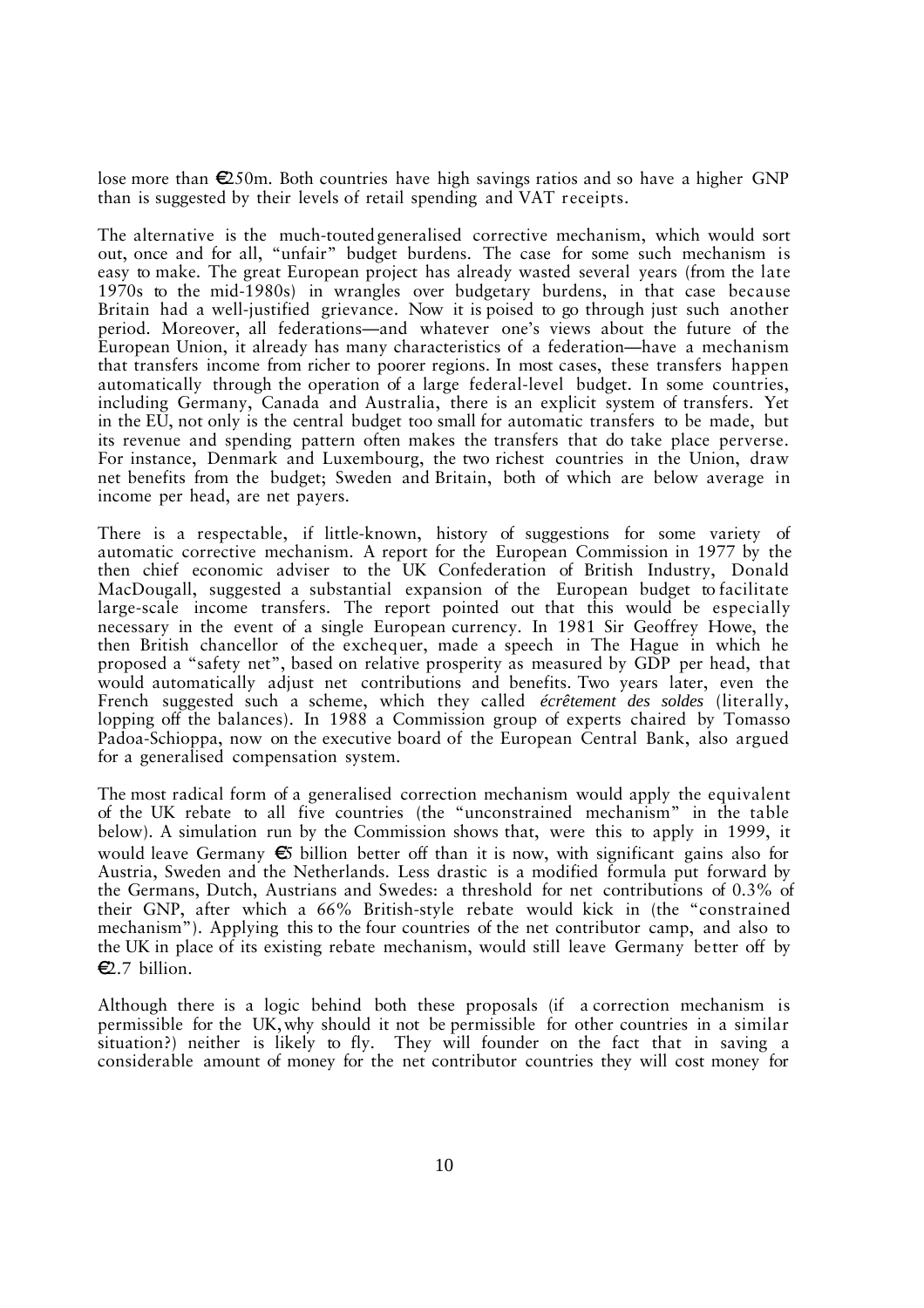lose more than €250m. Both countries have high savings ratios and so have a higher GNP than is suggested by their levels of retail spending and VAT receipts.

The alternative is the much-touted generalised corrective mechanism, which would sort out, once and for all, "unfair" budget burdens. The case for some such mechanism is easy to make. The great European project has already wasted several years (from the late 1970s to the mid-1980s) in wrangles over budgetary burdens, in that case because Britain had a well-justified grievance. Now it is poised to go through just such another period. Moreover, all federations—and whatever one's views about the future of the European Union, it already has many characteristics of a federation—have a mechanism that transfers income from richer to poorer regions. In most cases, these transfers happen automatically through the operation of a large federal-level budget. In some countries, including Germany, Canada and Australia, there is an explicit system of transfers. Yet in the EU, not only is the central budget too small for automatic transfers to be made, but its revenue and spending pattern often makes the transfers that do take place perverse. For instance, Denmark and Luxembourg, the two richest countries in the Union, draw net benefits from the budget; Sweden and Britain, both of which are below average in income per head, are net payers.

There is a respectable, if little-known, history of suggestions for some variety of automatic corrective mechanism. A report for the European Commission in 1977 by the then chief economic adviser to the UK Confederation of British Industry, Donald MacDougall, suggested a substantial expansion of the European budget to facilitate large-scale income transfers. The report pointed out that this would be especially necessary in the event of a single European currency. In 1981 Sir Geoffrey Howe, the then British chancellor of the exchequer, made a speech in The Hague in which he proposed a "safety net", based on relative prosperity as measured by GDP per head, that would automatically adjust net contributions and benefits. Two years later, even the French suggested such a scheme, which they called *écrêtement des soldes* (literally, lopping off the balances). In 1988 a Commission group of experts chaired by Tomasso Padoa-Schioppa, now on the executive board of the European Central Bank, also argued for a generalised compensation system.

The most radical form of a generalised correction mechanism would apply the equivalent of the UK rebate to all five countries (the "unconstrained mechanism" in the table below). A simulation run by the Commission shows that, were this to apply in 1999, it would leave Germany €5 billion better off than it is now, with significant gains also for Austria, Sweden and the Netherlands. Less drastic is a modified formula put forward by the Germans, Dutch, Austrians and Swedes: a threshold for net contributions of 0.3% of their GNP, after which a 66% British-style rebate would kick in (the "constrained mechanism"). Applying this to the four countries of the net contributor camp, and also to the UK in place of its existing rebate mechanism, would still leave Germany better off by €2.7 billion.

Although there is a logic behind both these proposals (if a correction mechanism is permissible for the UK, why should it not be permissible for other countries in a similar situation?) neither is likely to fly. They will founder on the fact that in saving a considerable amount of money for the net contributor countries they will cost money for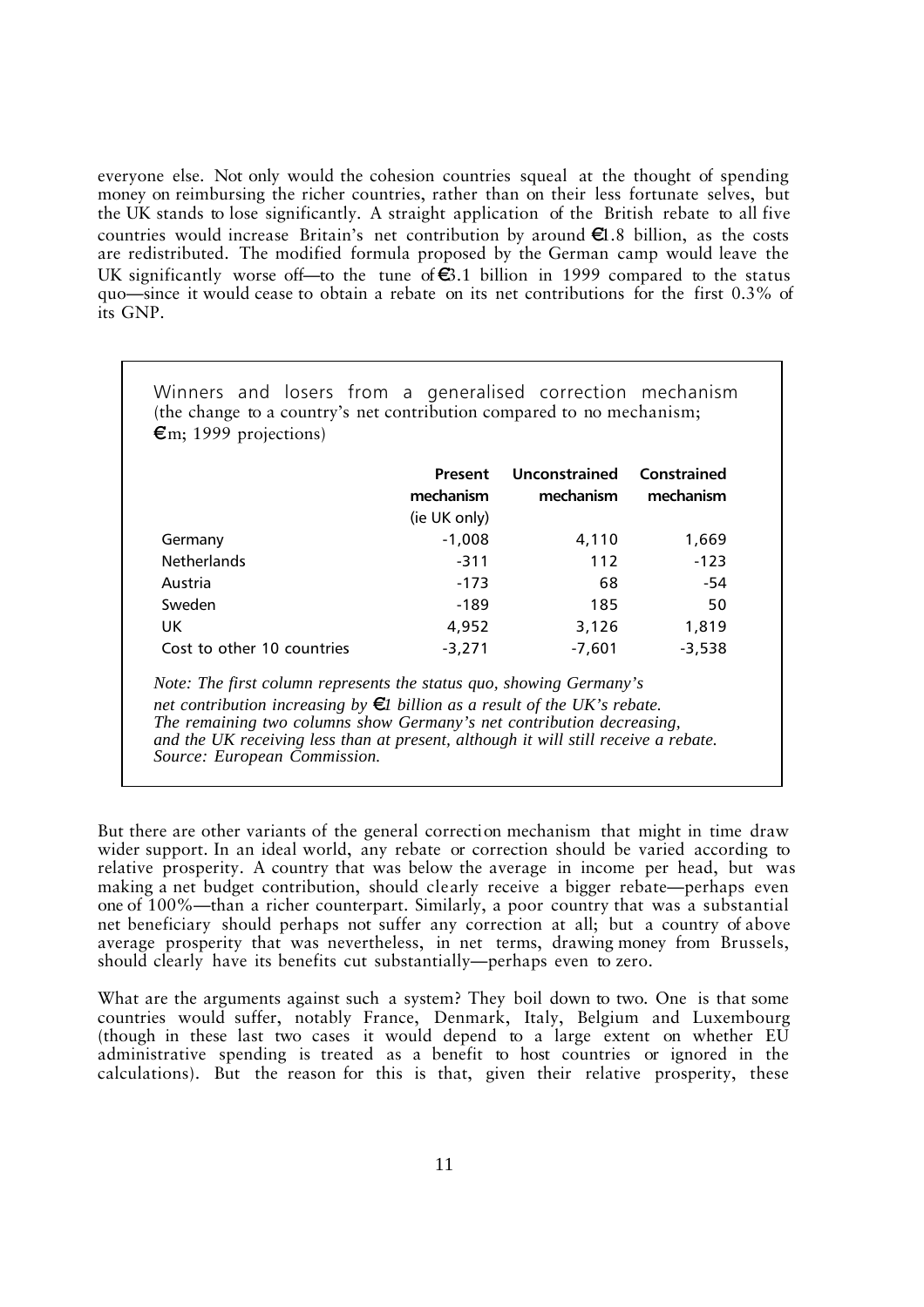everyone else. Not only would the cohesion countries squeal at the thought of spending money on reimbursing the richer countries, rather than on their less fortunate selves, but the UK stands to lose significantly. A straight application of the British rebate to all five countries would increase Britain's net contribution by around €1.8 billion, as the costs are redistributed. The modified formula proposed by the German camp would leave the UK significantly worse off—to the tune of €3.1 billion in 1999 compared to the status quo—since it would cease to obtain a rebate on its net contributions for the first 0.3% of its GNP.

Winners and losers from a generalised correction mechanism
(the change to a country's net contribution compared to no mechanism; €m; 1999 projections)

| | Present mechanism (ie UK only) | Unconstrained mechanism | Constrained mechanism |
|---|---|---|---|
| Germany | -1,008 | 4,110 | 1,669 |
| Netherlands | -311 | 112 | -123 |
| Austria | -173 | 68 | -54 |
| Sweden | -189 | 185 | 50 |
| UK | 4,952 | 3,126 | 1,819 |
| Cost to other 10 countries | -3,271 | -7,601 | -3,538 |

*Note: The first column represents the status quo, showing Germany's net contribution increasing by €1 billion as a result of the UK's rebate. The remaining two columns show Germany's net contribution decreasing, and the UK receiving less than at present, although it will still receive a rebate.*
*Source: European Commission.*

But there are other variants of the general correction mechanism that might in time draw wider support. In an ideal world, any rebate or correction should be varied according to relative prosperity. A country that was below the average in income per head, but was making a net budget contribution, should clearly receive a bigger rebate—perhaps even one of 100%—than a richer counterpart. Similarly, a poor country that was a substantial net beneficiary should perhaps not suffer any correction at all; but a country of above average prosperity that was nevertheless, in net terms, drawing money from Brussels, should clearly have its benefits cut substantially—perhaps even to zero.

What are the arguments against such a system? They boil down to two. One is that some countries would suffer, notably France, Denmark, Italy, Belgium and Luxembourg (though in these last two cases it would depend to a large extent on whether EU administrative spending is treated as a benefit to host countries or ignored in the calculations). But the reason for this is that, given their relative prosperity, these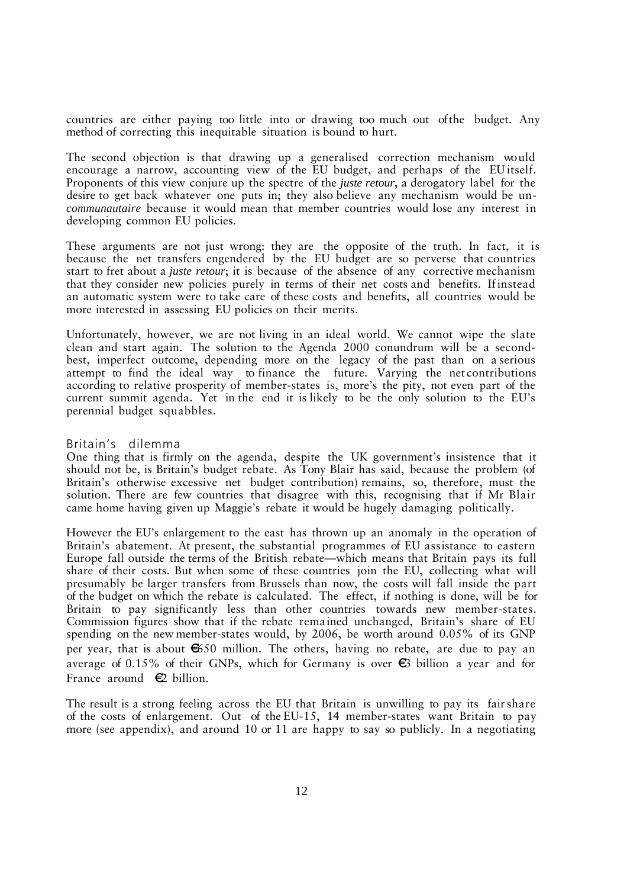countries are either paying too little into or drawing too much out of the budget. Any method of correcting this inequitable situation is bound to hurt.

The second objection is that drawing up a generalised correction mechanism would encourage a narrow, accounting view of the EU budget, and perhaps of the EU itself. Proponents of this view conjure up the spectre of the *juste retour*, a derogatory label for the desire to get back whatever one puts in; they also believe any mechanism would be un-*communautaire* because it would mean that member countries would lose any interest in developing common EU policies.

These arguments are not just wrong: they are the opposite of the truth. In fact, it is because the net transfers engendered by the EU budget are so perverse that countries start to fret about a *juste retour*; it is because of the absence of any corrective mechanism that they consider new policies purely in terms of their net costs and benefits. If instead an automatic system were to take care of these costs and benefits, all countries would be more interested in assessing EU policies on their merits.

Unfortunately, however, we are not living in an ideal world. We cannot wipe the slate clean and start again. The solution to the Agenda 2000 conundrum will be a second-best, imperfect outcome, depending more on the legacy of the past than on a serious attempt to find the ideal way to finance the future. Varying the net contributions according to relative prosperity of member-states is, more's the pity, not even part of the current summit agenda. Yet in the end it is likely to be the only solution to the EU's perennial budget squabbles.

## Britain's dilemma

One thing that is firmly on the agenda, despite the UK government's insistence that it should not be, is Britain's budget rebate. As Tony Blair has said, because the problem (of Britain's otherwise excessive net budget contribution) remains, so, therefore, must the solution. There are few countries that disagree with this, recognising that if Mr Blair came home having given up Maggie's rebate it would be hugely damaging politically.

However the EU's enlargement to the east has thrown up an anomaly in the operation of Britain's abatement. At present, the substantial programmes of EU assistance to eastern Europe fall outside the terms of the British rebate—which means that Britain pays its full share of their costs. But when some of these countries join the EU, collecting what will presumably be larger transfers from Brussels than now, the costs will fall inside the part of the budget on which the rebate is calculated. The effect, if nothing is done, will be for Britain to pay significantly less than other countries towards new member-states. Commission figures show that if the rebate remained unchanged, Britain's share of EU spending on the new member-states would, by 2006, be worth around 0.05% of its GNP per year, that is about €650 million. The others, having no rebate, are due to pay an average of 0.15% of their GNPs, which for Germany is over €3 billion a year and for France around €2 billion.

The result is a strong feeling across the EU that Britain is unwilling to pay its fair share of the costs of enlargement. Out of the EU-15, 14 member-states want Britain to pay more (see appendix), and around 10 or 11 are happy to say so publicly. In a negotiating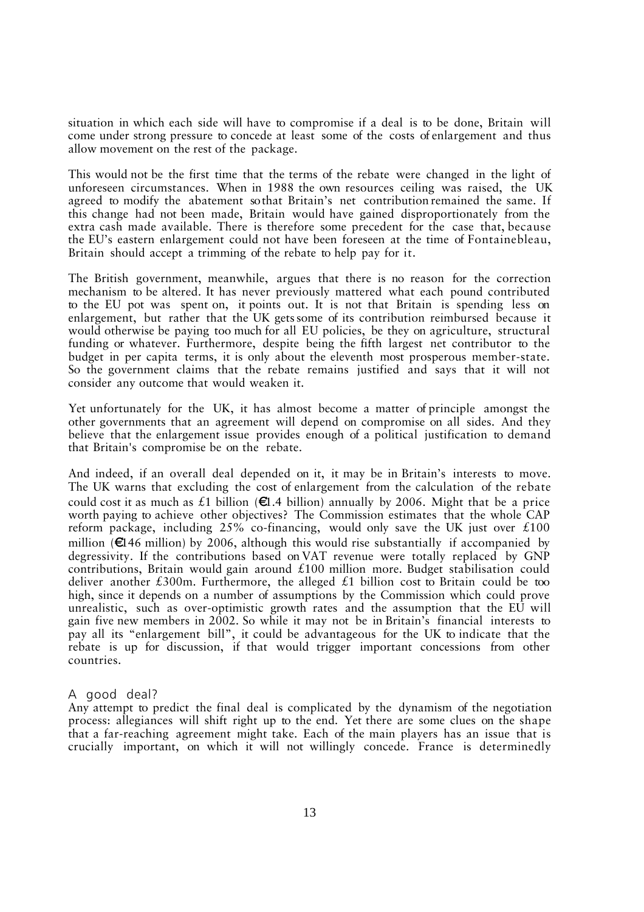situation in which each side will have to compromise if a deal is to be done, Britain will come under strong pressure to concede at least some of the costs of enlargement and thus allow movement on the rest of the package.

This would not be the first time that the terms of the rebate were changed in the light of unforeseen circumstances. When in 1988 the own resources ceiling was raised, the UK agreed to modify the abatement so that Britain's net contribution remained the same. If this change had not been made, Britain would have gained disproportionately from the extra cash made available. There is therefore some precedent for the case that, because the EU's eastern enlargement could not have been foreseen at the time of Fontainebleau, Britain should accept a trimming of the rebate to help pay for it.

The British government, meanwhile, argues that there is no reason for the correction mechanism to be altered. It has never previously mattered what each pound contributed to the EU pot was spent on, it points out. It is not that Britain is spending less on enlargement, but rather that the UK gets some of its contribution reimbursed because it would otherwise be paying too much for all EU policies, be they on agriculture, structural funding or whatever. Furthermore, despite being the fifth largest net contributor to the budget in per capita terms, it is only about the eleventh most prosperous member-state. So the government claims that the rebate remains justified and says that it will not consider any outcome that would weaken it.

Yet unfortunately for the UK, it has almost become a matter of principle amongst the other governments that an agreement will depend on compromise on all sides. And they believe that the enlargement issue provides enough of a political justification to demand that Britain's compromise be on the rebate.

And indeed, if an overall deal depended on it, it may be in Britain's interests to move. The UK warns that excluding the cost of enlargement from the calculation of the rebate could cost it as much as £1 billion (€1.4 billion) annually by 2006. Might that be a price worth paying to achieve other objectives? The Commission estimates that the whole CAP reform package, including 25% co-financing, would only save the UK just over £100 million (€146 million) by 2006, although this would rise substantially if accompanied by degressivity. If the contributions based on VAT revenue were totally replaced by GNP contributions, Britain would gain around £100 million more. Budget stabilisation could deliver another £300m. Furthermore, the alleged £1 billion cost to Britain could be too high, since it depends on a number of assumptions by the Commission which could prove unrealistic, such as over-optimistic growth rates and the assumption that the EU will gain five new members in 2002. So while it may not be in Britain's financial interests to pay all its "enlargement bill", it could be advantageous for the UK to indicate that the rebate is up for discussion, if that would trigger important concessions from other countries.

### A good deal?

Any attempt to predict the final deal is complicated by the dynamism of the negotiation process: allegiances will shift right up to the end. Yet there are some clues on the shape that a far-reaching agreement might take. Each of the main players has an issue that is crucially important, on which it will not willingly concede. France is determinedly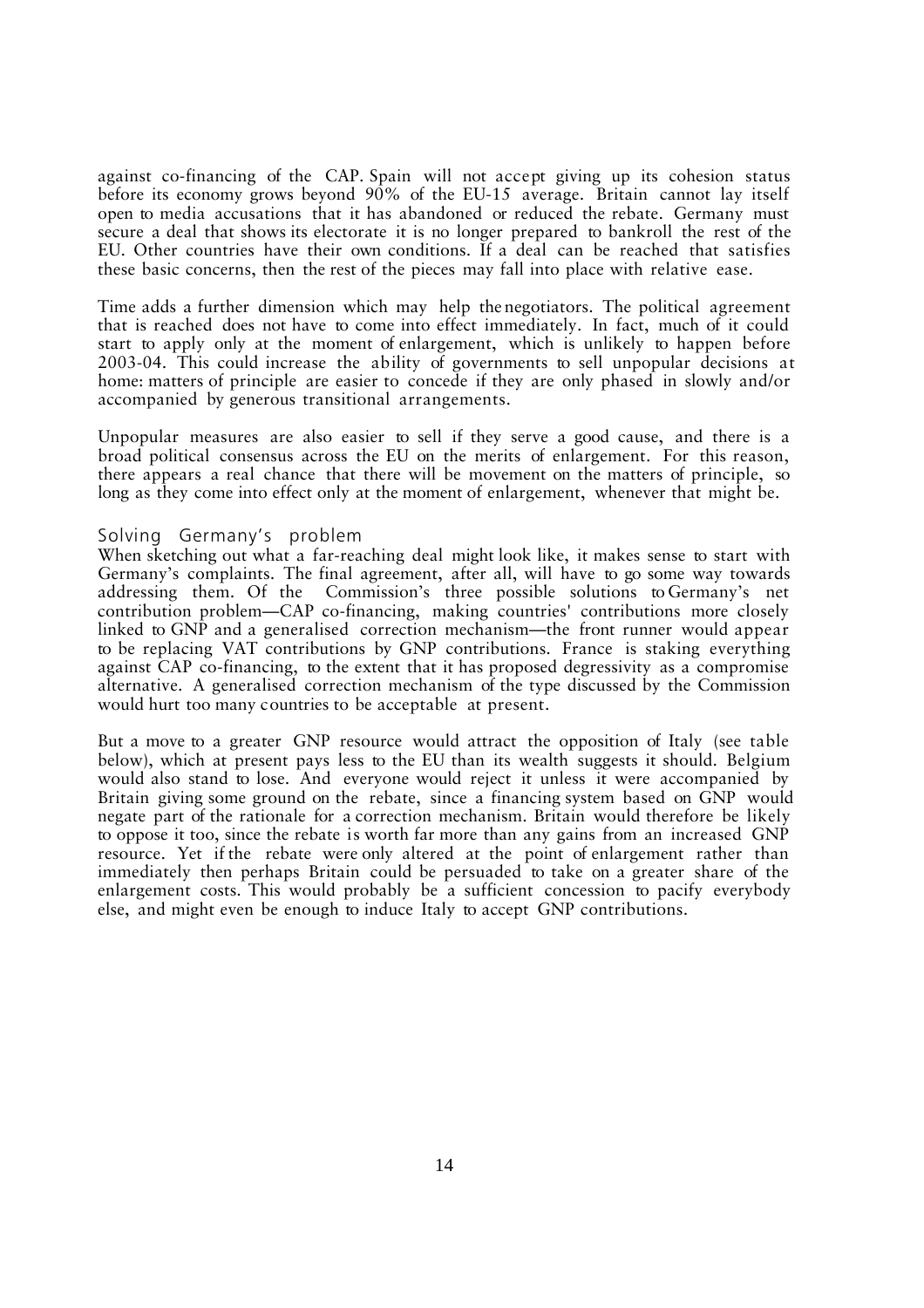against co-financing of the CAP. Spain will not accept giving up its cohesion status before its economy grows beyond 90% of the EU-15 average. Britain cannot lay itself open to media accusations that it has abandoned or reduced the rebate. Germany must secure a deal that shows its electorate it is no longer prepared to bankroll the rest of the EU. Other countries have their own conditions. If a deal can be reached that satisfies these basic concerns, then the rest of the pieces may fall into place with relative ease.

Time adds a further dimension which may help the negotiators. The political agreement that is reached does not have to come into effect immediately. In fact, much of it could start to apply only at the moment of enlargement, which is unlikely to happen before 2003-04. This could increase the ability of governments to sell unpopular decisions at home: matters of principle are easier to concede if they are only phased in slowly and/or accompanied by generous transitional arrangements.

Unpopular measures are also easier to sell if they serve a good cause, and there is a broad political consensus across the EU on the merits of enlargement. For this reason, there appears a real chance that there will be movement on the matters of principle, so long as they come into effect only at the moment of enlargement, whenever that might be.

## Solving Germany's problem

When sketching out what a far-reaching deal might look like, it makes sense to start with Germany's complaints. The final agreement, after all, will have to go some way towards addressing them. Of the Commission's three possible solutions to Germany's net contribution problem—CAP co-financing, making countries' contributions more closely linked to GNP and a generalised correction mechanism—the front runner would appear to be replacing VAT contributions by GNP contributions. France is staking everything against CAP co-financing, to the extent that it has proposed degressivity as a compromise alternative. A generalised correction mechanism of the type discussed by the Commission would hurt too many countries to be acceptable at present.

But a move to a greater GNP resource would attract the opposition of Italy (see table below), which at present pays less to the EU than its wealth suggests it should. Belgium would also stand to lose. And everyone would reject it unless it were accompanied by Britain giving some ground on the rebate, since a financing system based on GNP would negate part of the rationale for a correction mechanism. Britain would therefore be likely to oppose it too, since the rebate is worth far more than any gains from an increased GNP resource. Yet if the rebate were only altered at the point of enlargement rather than immediately then perhaps Britain could be persuaded to take on a greater share of the enlargement costs. This would probably be a sufficient concession to pacify everybody else, and might even be enough to induce Italy to accept GNP contributions.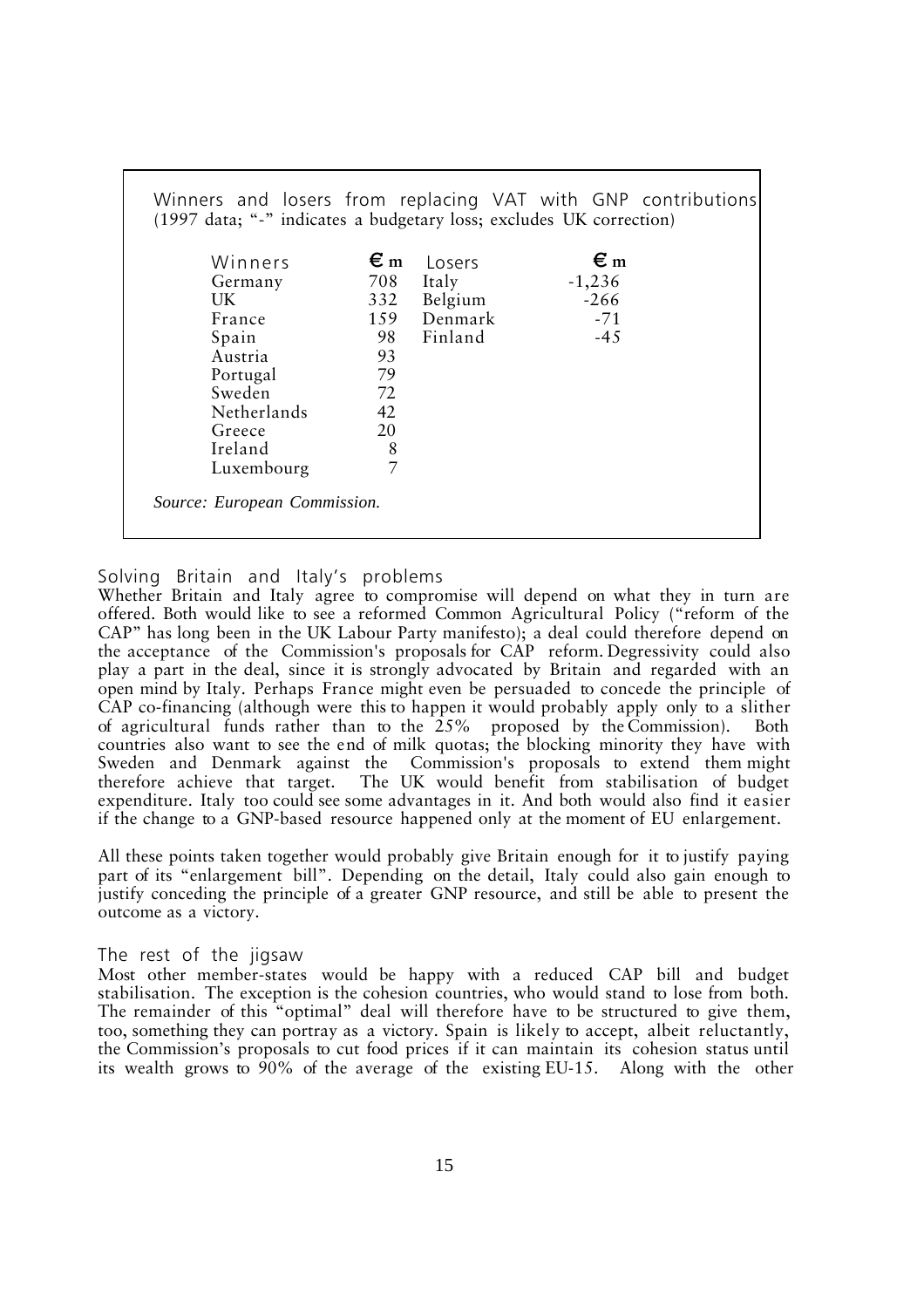Winners and losers from replacing VAT with GNP contributions (1997 data; "-" indicates a budgetary loss; excludes UK correction)

| Winners | € m | Losers | € m |
|---|---|---|---|
| Germany | 708 | Italy | -1,236 |
| UK | 332 | Belgium | -266 |
| France | 159 | Denmark | -71 |
| Spain | 98 | Finland | -45 |
| Austria | 93 | | |
| Portugal | 79 | | |
| Sweden | 72 | | |
| Netherlands | 42 | | |
| Greece | 20 | | |
| Ireland | 8 | | |
| Luxembourg | 7 | | |

*Source: European Commission.*

### Solving Britain and Italy's problems

Whether Britain and Italy agree to compromise will depend on what they in turn are offered. Both would like to see a reformed Common Agricultural Policy ("reform of the CAP" has long been in the UK Labour Party manifesto); a deal could therefore depend on the acceptance of the Commission's proposals for CAP reform. Degressivity could also play a part in the deal, since it is strongly advocated by Britain and regarded with an open mind by Italy. Perhaps France might even be persuaded to concede the principle of CAP co-financing (although were this to happen it would probably apply only to a slither of agricultural funds rather than to the 25% proposed by the Commission). Both countries also want to see the end of milk quotas; the blocking minority they have with Sweden and Denmark against the Commission's proposals to extend them might therefore achieve that target. The UK would benefit from stabilisation of budget expenditure. Italy too could see some advantages in it. And both would also find it easier if the change to a GNP-based resource happened only at the moment of EU enlargement.

All these points taken together would probably give Britain enough for it to justify paying part of its "enlargement bill". Depending on the detail, Italy could also gain enough to justify conceding the principle of a greater GNP resource, and still be able to present the outcome as a victory.

### The rest of the jigsaw

Most other member-states would be happy with a reduced CAP bill and budget stabilisation. The exception is the cohesion countries, who would stand to lose from both. The remainder of this "optimal" deal will therefore have to be structured to give them, too, something they can portray as a victory. Spain is likely to accept, albeit reluctantly, the Commission's proposals to cut food prices if it can maintain its cohesion status until its wealth grows to 90% of the average of the existing EU-15. Along with the other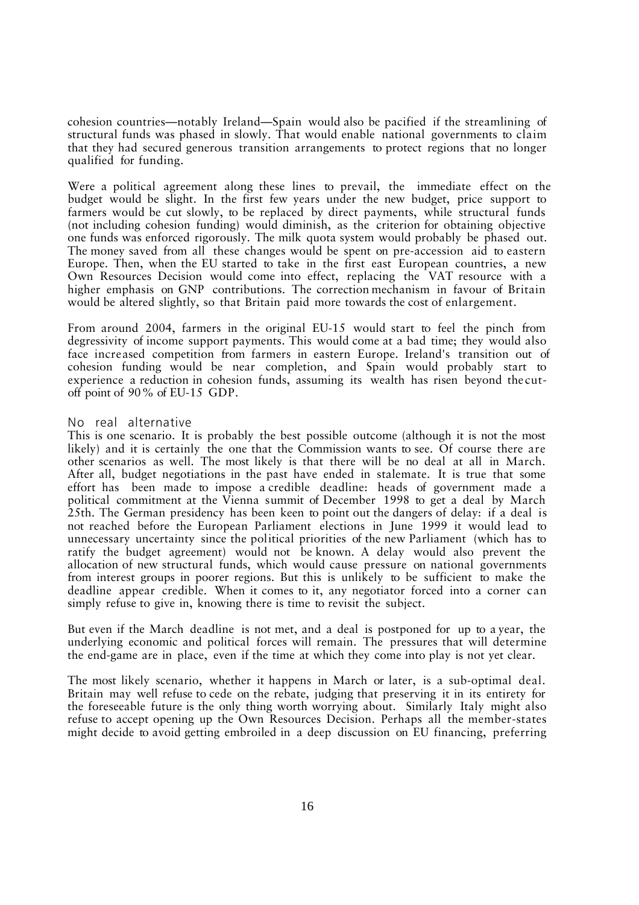cohesion countries—notably Ireland—Spain would also be pacified if the streamlining of structural funds was phased in slowly. That would enable national governments to claim that they had secured generous transition arrangements to protect regions that no longer qualified for funding.

Were a political agreement along these lines to prevail, the immediate effect on the budget would be slight. In the first few years under the new budget, price support to farmers would be cut slowly, to be replaced by direct payments, while structural funds (not including cohesion funding) would diminish, as the criterion for obtaining objective one funds was enforced rigorously. The milk quota system would probably be phased out. The money saved from all these changes would be spent on pre-accession aid to eastern Europe. Then, when the EU started to take in the first east European countries, a new Own Resources Decision would come into effect, replacing the VAT resource with a higher emphasis on GNP contributions. The correction mechanism in favour of Britain would be altered slightly, so that Britain paid more towards the cost of enlargement.

From around 2004, farmers in the original EU-15 would start to feel the pinch from degressivity of income support payments. This would come at a bad time; they would also face increased competition from farmers in eastern Europe. Ireland's transition out of cohesion funding would be near completion, and Spain would probably start to experience a reduction in cohesion funds, assuming its wealth has risen beyond the cut-off point of 90% of EU-15 GDP.

## No real alternative

This is one scenario. It is probably the best possible outcome (although it is not the most likely) and it is certainly the one that the Commission wants to see. Of course there are other scenarios as well. The most likely is that there will be no deal at all in March. After all, budget negotiations in the past have ended in stalemate. It is true that some effort has been made to impose a credible deadline: heads of government made a political commitment at the Vienna summit of December 1998 to get a deal by March 25th. The German presidency has been keen to point out the dangers of delay: if a deal is not reached before the European Parliament elections in June 1999 it would lead to unnecessary uncertainty since the political priorities of the new Parliament (which has to ratify the budget agreement) would not be known. A delay would also prevent the allocation of new structural funds, which would cause pressure on national governments from interest groups in poorer regions. But this is unlikely to be sufficient to make the deadline appear credible. When it comes to it, any negotiator forced into a corner can simply refuse to give in, knowing there is time to revisit the subject.

But even if the March deadline is not met, and a deal is postponed for up to a year, the underlying economic and political forces will remain. The pressures that will determine the end-game are in place, even if the time at which they come into play is not yet clear.

The most likely scenario, whether it happens in March or later, is a sub-optimal deal. Britain may well refuse to cede on the rebate, judging that preserving it in its entirety for the foreseeable future is the only thing worth worrying about. Similarly Italy might also refuse to accept opening up the Own Resources Decision. Perhaps all the member-states might decide to avoid getting embroiled in a deep discussion on EU financing, preferring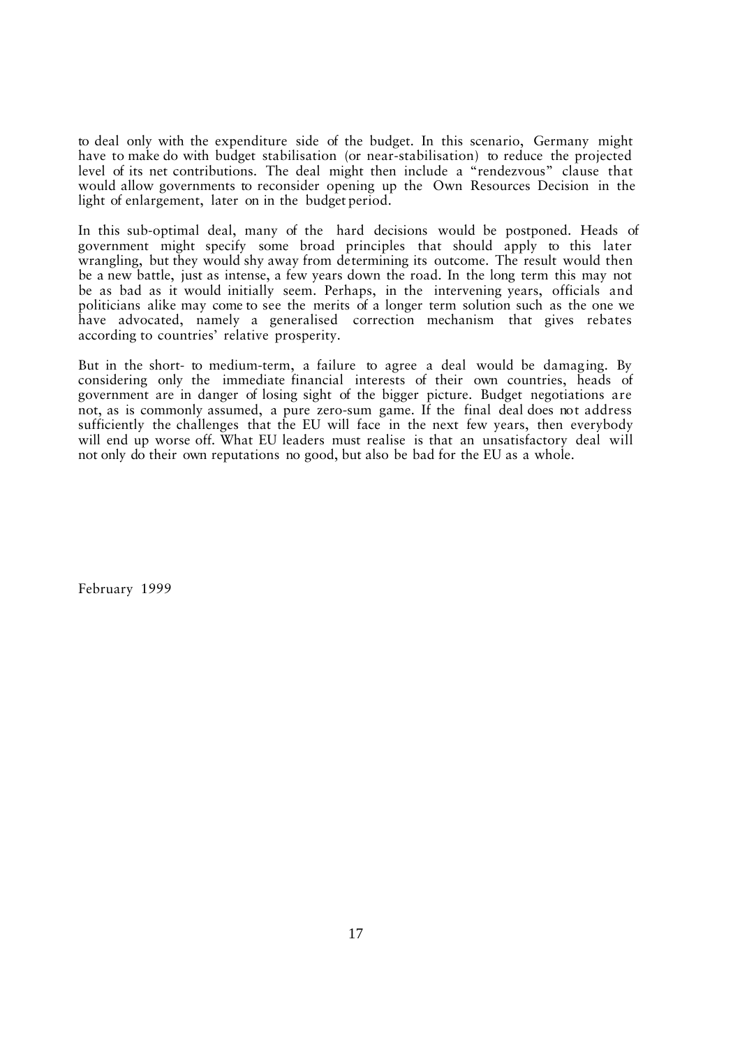to deal only with the expenditure side of the budget. In this scenario, Germany might have to make do with budget stabilisation (or near-stabilisation) to reduce the projected level of its net contributions. The deal might then include a "rendezvous" clause that would allow governments to reconsider opening up the Own Resources Decision in the light of enlargement, later on in the budget period.

In this sub-optimal deal, many of the hard decisions would be postponed. Heads of government might specify some broad principles that should apply to this later wrangling, but they would shy away from determining its outcome. The result would then be a new battle, just as intense, a few years down the road. In the long term this may not be as bad as it would initially seem. Perhaps, in the intervening years, officials and politicians alike may come to see the merits of a longer term solution such as the one we have advocated, namely a generalised correction mechanism that gives rebates according to countries' relative prosperity.

But in the short- to medium-term, a failure to agree a deal would be damaging. By considering only the immediate financial interests of their own countries, heads of government are in danger of losing sight of the bigger picture. Budget negotiations are not, as is commonly assumed, a pure zero-sum game. If the final deal does not address sufficiently the challenges that the EU will face in the next few years, then everybody will end up worse off. What EU leaders must realise is that an unsatisfactory deal will not only do their own reputations no good, but also be bad for the EU as a whole.

February 1999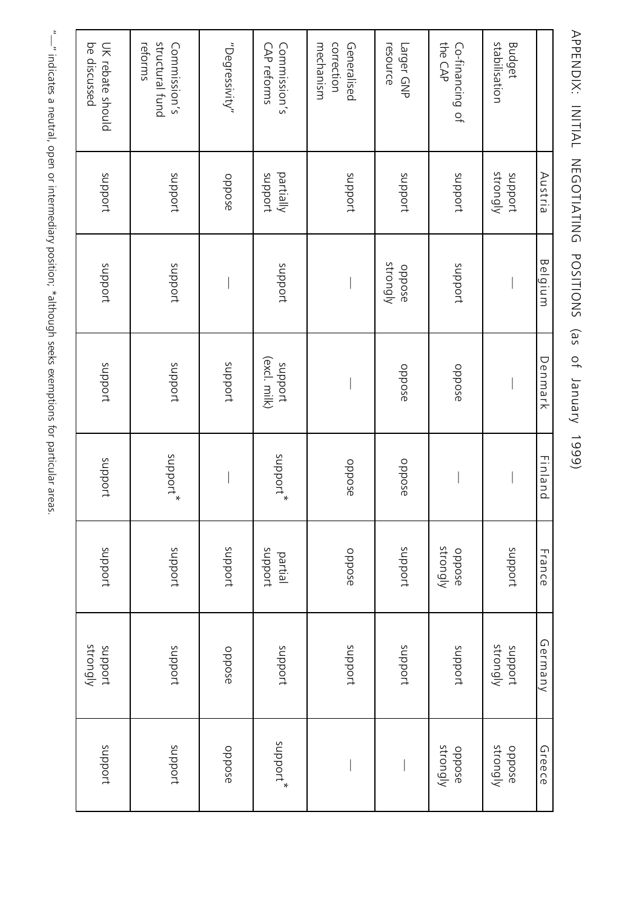APPENDIX: INITIAL NEGOTIATING POSITIONS (as of January 1999)

| | Austria | Belgium | Denmark | Finland | France | Germany | Greece |
|---|---|---|---|---|---|---|---|
| Budget stabilisation | support strongly | — | — | — | support | support strongly | oppose strongly |
| Co-financing of the CAP | support | support | oppose | — | oppose strongly | support | oppose strongly |
| Larger GNP resource | support | oppose strongly | oppose | oppose | support | support | — |
| Generalised correction mechanism | support | — | — | oppose | oppose | support | — |
| Commission's CAP reforms | partially support | support | support (excl. milk) | support* | partial support | support | support* |
| "Degressivity" | oppose | — | support | — | support | oppose | oppose |
| Commission's structural fund reforms | support | support | support | support* | support | support | support |
| UK rebate should be discussed | support | support | support | support | support | support strongly | support |

"—" indicates a neutral, open or intermediary position; *although seeks exemptions for particular areas.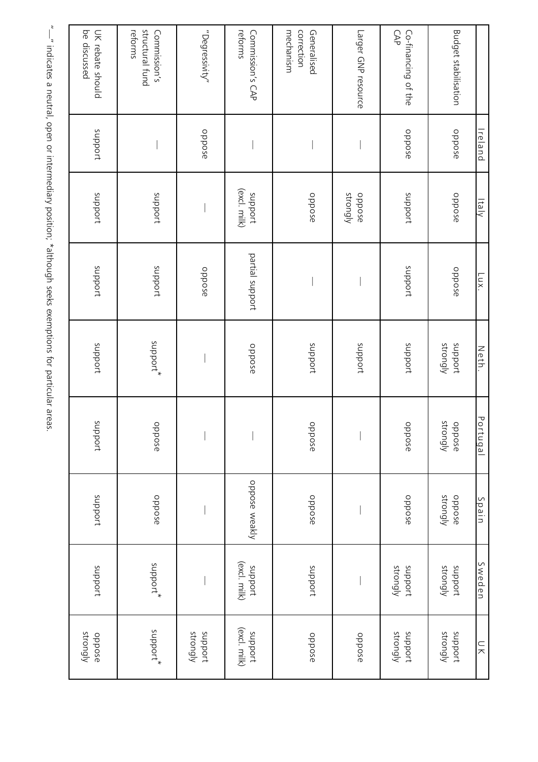| | Ireland | Italy | Lux. | Neth. | Portugal | Spain | Sweden | UK |
|---|---|---|---|---|---|---|---|---|
| Budget stabilisation | oppose | oppose | oppose | support strongly | oppose strongly | oppose strongly | support strongly | support strongly |
| Co-financing of the CAP | oppose | support | support | support | oppose | oppose | support strongly | support strongly |
| Larger GNP resource | — | oppose strongly | — | support | — | — | — | oppose |
| Generalised correction mechanism | — | oppose | — | support | oppose | oppose | support | oppose |
| Commission's CAP reforms | — | support (excl. milk) | partial support | oppose | — | oppose weakly | support (excl. milk) | support (excl. milk) |
| "Degressivity" | oppose | — | oppose | — | — | — | — | support strongly |
| Commission's structural fund reforms | — | support | support | support* | oppose | oppose | support* | support* |
| UK rebate should be discussed | support | support | support | support | support | support | support | oppose strongly |

"—" indicates a neutral, open or intermediary position; *although seeks exemptions for particular areas.